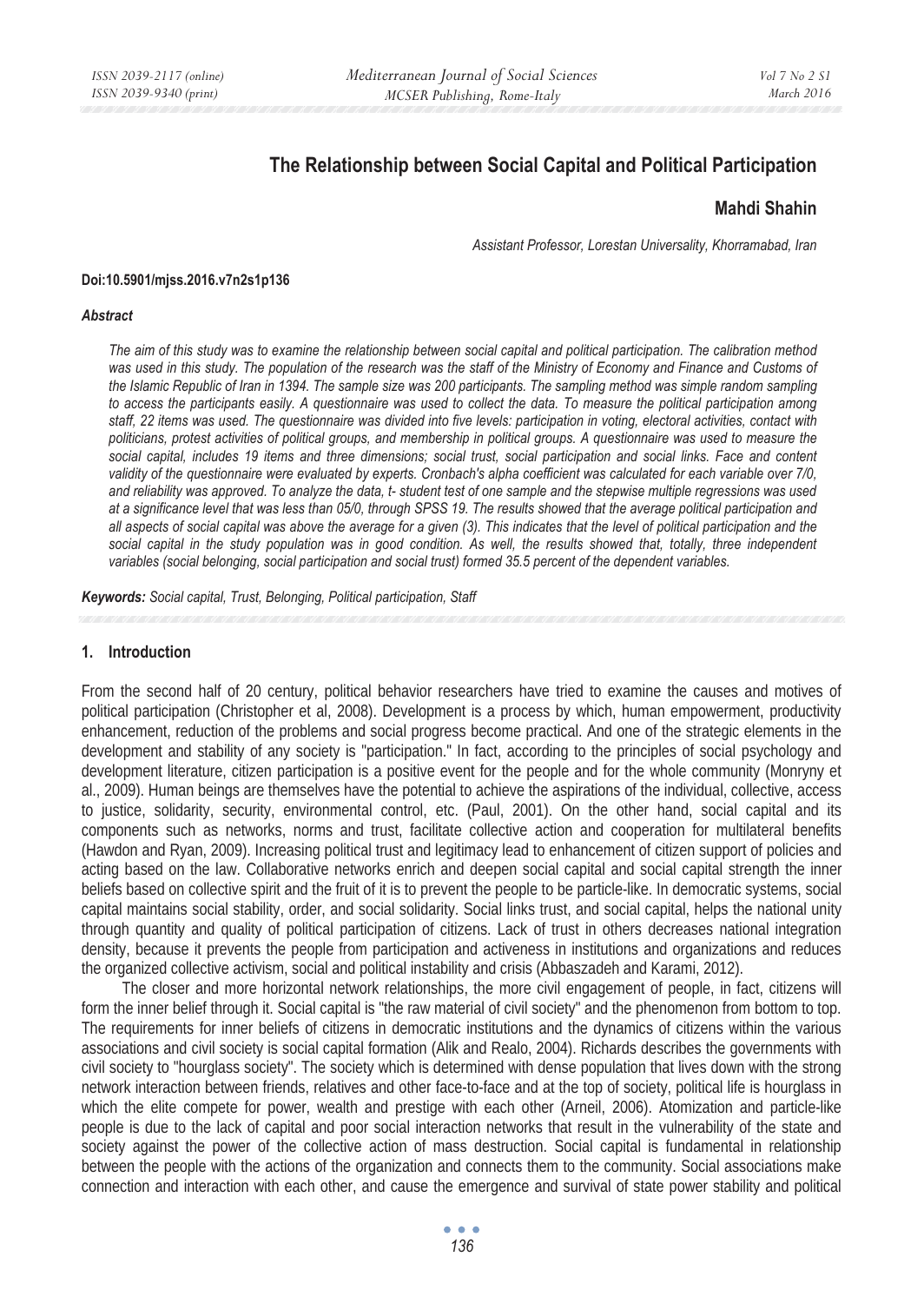# The Relationship between Social Capital and Political Participation

**Mahdi Shahin**

*Assistant Professor, Lorestan Universality, Khorramabad, Iran*

**Doi:10.5901/mjss.2016.v7n2s1p136**

***Abstract***

*The aim of this study was to examine the relationship between social capital and political participation. The calibration method was used in this study. The population of the research was the staff of the Ministry of Economy and Finance and Customs of the Islamic Republic of Iran in 1394. The sample size was 200 participants. The sampling method was simple random sampling to access the participants easily. A questionnaire was used to collect the data. To measure the political participation among staff, 22 items was used. The questionnaire was divided into five levels: participation in voting, electoral activities, contact with politicians, protest activities of political groups, and membership in political groups. A questionnaire was used to measure the social capital, includes 19 items and three dimensions; social trust, social participation and social links. Face and content validity of the questionnaire were evaluated by experts. Cronbach's alpha coefficient was calculated for each variable over 7/0, and reliability was approved. To analyze the data, t- student test of one sample and the stepwise multiple regressions was used at a significance level that was less than 05/0, through SPSS 19. The results showed that the average political participation and all aspects of social capital was above the average for a given (3). This indicates that the level of political participation and the social capital in the study population was in good condition. As well, the results showed that, totally, three independent variables (social belonging, social participation and social trust) formed 35.5 percent of the dependent variables.*

***Keywords:*** *Social capital, Trust, Belonging, Political participation, Staff*

## 1. Introduction

From the second half of 20 century, political behavior researchers have tried to examine the causes and motives of political participation (Christopher et al, 2008). Development is a process by which, human empowerment, productivity enhancement, reduction of the problems and social progress become practical. And one of the strategic elements in the development and stability of any society is "participation." In fact, according to the principles of social psychology and development literature, citizen participation is a positive event for the people and for the whole community (Monryny et al., 2009). Human beings are themselves have the potential to achieve the aspirations of the individual, collective, access to justice, solidarity, security, environmental control, etc. (Paul, 2001). On the other hand, social capital and its components such as networks, norms and trust, facilitate collective action and cooperation for multilateral benefits (Hawdon and Ryan, 2009). Increasing political trust and legitimacy lead to enhancement of citizen support of policies and acting based on the law. Collaborative networks enrich and deepen social capital and social capital strength the inner beliefs based on collective spirit and the fruit of it is to prevent the people to be particle-like. In democratic systems, social capital maintains social stability, order, and social solidarity. Social links trust, and social capital, helps the national unity through quantity and quality of political participation of citizens. Lack of trust in others decreases national integration density, because it prevents the people from participation and activeness in institutions and organizations and reduces the organized collective activism, social and political instability and crisis (Abbaszadeh and Karami, 2012).

The closer and more horizontal network relationships, the more civil engagement of people, in fact, citizens will form the inner belief through it. Social capital is "the raw material of civil society" and the phenomenon from bottom to top. The requirements for inner beliefs of citizens in democratic institutions and the dynamics of citizens within the various associations and civil society is social capital formation (Alik and Realo, 2004). Richards describes the governments with civil society to "hourglass society". The society which is determined with dense population that lives down with the strong network interaction between friends, relatives and other face-to-face and at the top of society, political life is hourglass in which the elite compete for power, wealth and prestige with each other (Arneil, 2006). Atomization and particle-like people is due to the lack of capital and poor social interaction networks that result in the vulnerability of the state and society against the power of the collective action of mass destruction. Social capital is fundamental in relationship between the people with the actions of the organization and connects them to the community. Social associations make connection and interaction with each other, and cause the emergence and survival of state power stability and political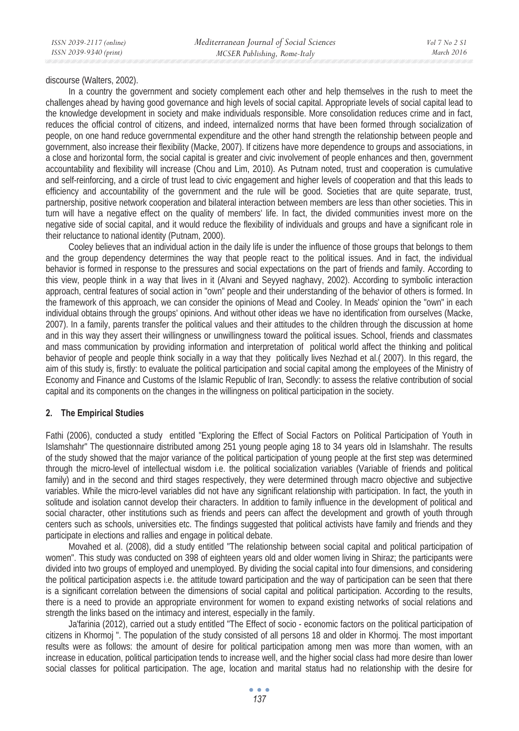discourse (Walters, 2002).

In a country the government and society complement each other and help themselves in the rush to meet the challenges ahead by having good governance and high levels of social capital. Appropriate levels of social capital lead to the knowledge development in society and make individuals responsible. More consolidation reduces crime and in fact, reduces the official control of citizens, and indeed, internalized norms that have been formed through socialization of people, on one hand reduce governmental expenditure and the other hand strength the relationship between people and government, also increase their flexibility (Macke, 2007). If citizens have more dependence to groups and associations, in a close and horizontal form, the social capital is greater and civic involvement of people enhances and then, government accountability and flexibility will increase (Chou and Lim, 2010). As Putnam noted, trust and cooperation is cumulative and self-reinforcing, and a circle of trust lead to civic engagement and higher levels of cooperation and that this leads to efficiency and accountability of the government and the rule will be good. Societies that are quite separate, trust, partnership, positive network cooperation and bilateral interaction between members are less than other societies. This in turn will have a negative effect on the quality of members' life. In fact, the divided communities invest more on the negative side of social capital, and it would reduce the flexibility of individuals and groups and have a significant role in their reluctance to national identity (Putnam, 2000).

Cooley believes that an individual action in the daily life is under the influence of those groups that belongs to them and the group dependency determines the way that people react to the political issues. And in fact, the individual behavior is formed in response to the pressures and social expectations on the part of friends and family. According to this view, people think in a way that lives in it (Alvani and Seyyed naghavy, 2002). According to symbolic interaction approach, central features of social action in "own" people and their understanding of the behavior of others is formed. In the framework of this approach, we can consider the opinions of Mead and Cooley. In Meads' opinion the "own" in each individual obtains through the groups' opinions. And without other ideas we have no identification from ourselves (Macke, 2007). In a family, parents transfer the political values and their attitudes to the children through the discussion at home and in this way they assert their willingness or unwillingness toward the political issues. School, friends and classmates and mass communication by providing information and interpretation of political world affect the thinking and political behavior of people and people think socially in a way that they politically lives Nezhad et al.( 2007). In this regard, the aim of this study is, firstly: to evaluate the political participation and social capital among the employees of the Ministry of Economy and Finance and Customs of the Islamic Republic of Iran, Secondly: to assess the relative contribution of social capital and its components on the changes in the willingness on political participation in the society.

## 2. The Empirical Studies

Fathi (2006), conducted a study entitled "Exploring the Effect of Social Factors on Political Participation of Youth in Islamshahr" The questionnaire distributed among 251 young people aging 18 to 34 years old in Islamshahr. The results of the study showed that the major variance of the political participation of young people at the first step was determined through the micro-level of intellectual wisdom i.e. the political socialization variables (Variable of friends and political family) and in the second and third stages respectively, they were determined through macro objective and subjective variables. While the micro-level variables did not have any significant relationship with participation. In fact, the youth in solitude and isolation cannot develop their characters. In addition to family influence in the development of political and social character, other institutions such as friends and peers can affect the development and growth of youth through centers such as schools, universities etc. The findings suggested that political activists have family and friends and they participate in elections and rallies and engage in political debate.

Movahed et al. (2008), did a study entitled "The relationship between social capital and political participation of women". This study was conducted on 398 of eighteen years old and older women living in Shiraz; the participants were divided into two groups of employed and unemployed. By dividing the social capital into four dimensions, and considering the political participation aspects i.e. the attitude toward participation and the way of participation can be seen that there is a significant correlation between the dimensions of social capital and political participation. According to the results, there is a need to provide an appropriate environment for women to expand existing networks of social relations and strength the links based on the intimacy and interest, especially in the family.

Ja'farinia (2012), carried out a study entitled "The Effect of socio - economic factors on the political participation of citizens in Khormoj ". The population of the study consisted of all persons 18 and older in Khormoj. The most important results were as follows: the amount of desire for political participation among men was more than women, with an increase in education, political participation tends to increase well, and the higher social class had more desire than lower social classes for political participation. The age, location and marital status had no relationship with the desire for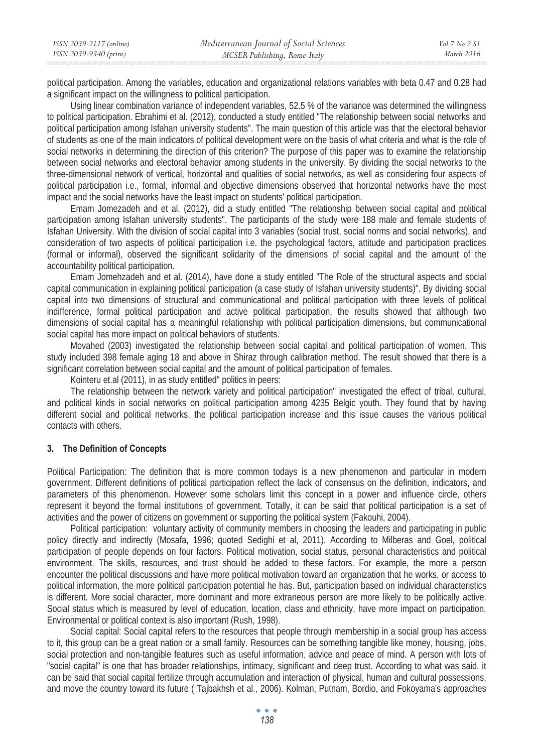political participation. Among the variables, education and organizational relations variables with beta 0.47 and 0.28 had a significant impact on the willingness to political participation.

Using linear combination variance of independent variables, 52.5 % of the variance was determined the willingness to political participation. Ebrahimi et al. (2012), conducted a study entitled "The relationship between social networks and political participation among Isfahan university students". The main question of this article was that the electoral behavior of students as one of the main indicators of political development were on the basis of what criteria and what is the role of social networks in determining the direction of this criterion? The purpose of this paper was to examine the relationship between social networks and electoral behavior among students in the university. By dividing the social networks to the three-dimensional network of vertical, horizontal and qualities of social networks, as well as considering four aspects of political participation i.e., formal, informal and objective dimensions observed that horizontal networks have the most impact and the social networks have the least impact on students' political participation.

Emam Jomezadeh and et al. (2012), did a study entitled "The relationship between social capital and political participation among Isfahan university students". The participants of the study were 188 male and female students of Isfahan University. With the division of social capital into 3 variables (social trust, social norms and social networks), and consideration of two aspects of political participation i.e. the psychological factors, attitude and participation practices (formal or informal), observed the significant solidarity of the dimensions of social capital and the amount of the accountability political participation.

Emam Jomehzadeh and et al. (2014), have done a study entitled "The Role of the structural aspects and social capital communication in explaining political participation (a case study of Isfahan university students)". By dividing social capital into two dimensions of structural and communicational and political participation with three levels of political indifference, formal political participation and active political participation, the results showed that although two dimensions of social capital has a meaningful relationship with political participation dimensions, but communicational social capital has more impact on political behaviors of students.

Movahed (2003) investigated the relationship between social capital and political participation of women. This study included 398 female aging 18 and above in Shiraz through calibration method. The result showed that there is a significant correlation between social capital and the amount of political participation of females.

Kointeru et.al (2011), in as study entitled" politics in peers:

The relationship between the network variety and political participation" investigated the effect of tribal, cultural, and political kinds in social networks on political participation among 4235 Belgic youth. They found that by having different social and political networks, the political participation increase and this issue causes the various political contacts with others.

## 3. The Definition of Concepts

Political Participation: The definition that is more common todays is a new phenomenon and particular in modern government. Different definitions of political participation reflect the lack of consensus on the definition, indicators, and parameters of this phenomenon. However some scholars limit this concept in a power and influence circle, others represent it beyond the formal institutions of government. Totally, it can be said that political participation is a set of activities and the power of citizens on government or supporting the political system (Fakouhi, 2004).

Political participation: voluntary activity of community members in choosing the leaders and participating in public policy directly and indirectly (Mosafa, 1996; quoted Sedighi et al, 2011). According to Milberas and Goel, political participation of people depends on four factors. Political motivation, social status, personal characteristics and political environment. The skills, resources, and trust should be added to these factors. For example, the more a person encounter the political discussions and have more political motivation toward an organization that he works, or access to political information, the more political participation potential he has. But, participation based on individual characteristics is different. More social character, more dominant and more extraneous person are more likely to be politically active. Social status which is measured by level of education, location, class and ethnicity, have more impact on participation. Environmental or political context is also important (Rush, 1998).

Social capital: Social capital refers to the resources that people through membership in a social group has access to it, this group can be a great nation or a small family. Resources can be something tangible like money, housing, jobs, social protection and non-tangible features such as useful information, advice and peace of mind. A person with lots of "social capital" is one that has broader relationships, intimacy, significant and deep trust. According to what was said, it can be said that social capital fertilize through accumulation and interaction of physical, human and cultural possessions, and move the country toward its future ( Tajbakhsh et al., 2006). Kolman, Putnam, Bordio, and Fokoyama's approaches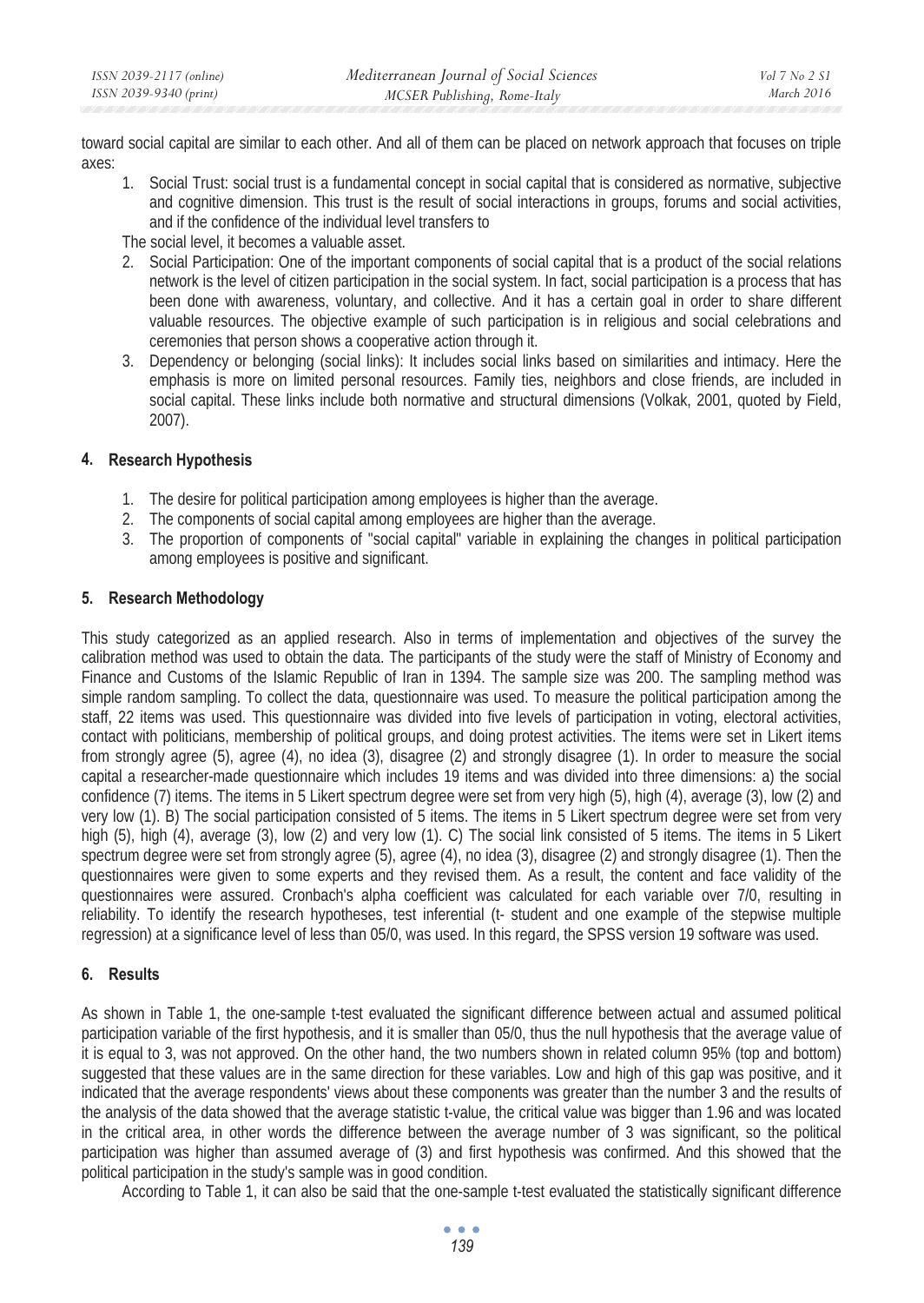toward social capital are similar to each other. And all of them can be placed on network approach that focuses on triple axes:

1. Social Trust: social trust is a fundamental concept in social capital that is considered as normative, subjective and cognitive dimension. This trust is the result of social interactions in groups, forums and social activities, and if the confidence of the individual level transfers to

   The social level, it becomes a valuable asset.
2. Social Participation: One of the important components of social capital that is a product of the social relations network is the level of citizen participation in the social system. In fact, social participation is a process that has been done with awareness, voluntary, and collective. And it has a certain goal in order to share different valuable resources. The objective example of such participation is in religious and social celebrations and ceremonies that person shows a cooperative action through it.
3. Dependency or belonging (social links): It includes social links based on similarities and intimacy. Here the emphasis is more on limited personal resources. Family ties, neighbors and close friends, are included in social capital. These links include both normative and structural dimensions (Volkak, 2001, quoted by Field, 2007).

## 4. Research Hypothesis

1. The desire for political participation among employees is higher than the average.
2. The components of social capital among employees are higher than the average.
3. The proportion of components of "social capital" variable in explaining the changes in political participation among employees is positive and significant.

## 5. Research Methodology

This study categorized as an applied research. Also in terms of implementation and objectives of the survey the calibration method was used to obtain the data. The participants of the study were the staff of Ministry of Economy and Finance and Customs of the Islamic Republic of Iran in 1394. The sample size was 200. The sampling method was simple random sampling. To collect the data, questionnaire was used. To measure the political participation among the staff, 22 items was used. This questionnaire was divided into five levels of participation in voting, electoral activities, contact with politicians, membership of political groups, and doing protest activities. The items were set in Likert items from strongly agree (5), agree (4), no idea (3), disagree (2) and strongly disagree (1). In order to measure the social capital a researcher-made questionnaire which includes 19 items and was divided into three dimensions: a) the social confidence (7) items. The items in 5 Likert spectrum degree were set from very high (5), high (4), average (3), low (2) and very low (1). B) The social participation consisted of 5 items. The items in 5 Likert spectrum degree were set from very high (5), high (4), average (3), low (2) and very low (1). C) The social link consisted of 5 items. The items in 5 Likert spectrum degree were set from strongly agree (5), agree (4), no idea (3), disagree (2) and strongly disagree (1). Then the questionnaires were given to some experts and they revised them. As a result, the content and face validity of the questionnaires were assured. Cronbach's alpha coefficient was calculated for each variable over 7/0, resulting in reliability. To identify the research hypotheses, test inferential (t- student and one example of the stepwise multiple regression) at a significance level of less than 05/0, was used. In this regard, the SPSS version 19 software was used.

## 6. Results

As shown in Table 1, the one-sample t-test evaluated the significant difference between actual and assumed political participation variable of the first hypothesis, and it is smaller than 05/0, thus the null hypothesis that the average value of it is equal to 3, was not approved. On the other hand, the two numbers shown in related column 95% (top and bottom) suggested that these values are in the same direction for these variables. Low and high of this gap was positive, and it indicated that the average respondents' views about these components was greater than the number 3 and the results of the analysis of the data showed that the average statistic t-value, the critical value was bigger than 1.96 and was located in the critical area, in other words the difference between the average number of 3 was significant, so the political participation was higher than assumed average of (3) and first hypothesis was confirmed. And this showed that the political participation in the study's sample was in good condition.

According to Table 1, it can also be said that the one-sample t-test evaluated the statistically significant difference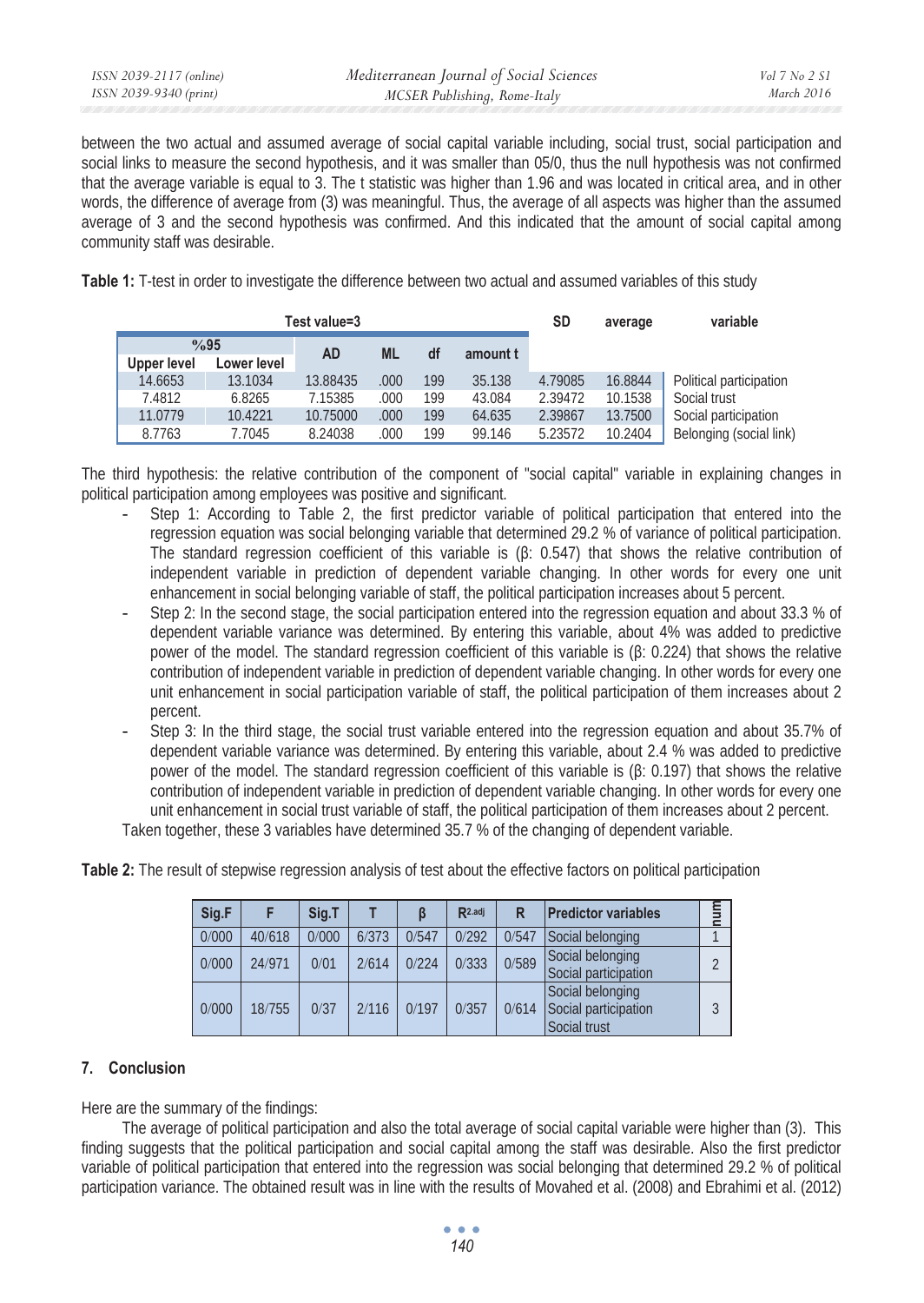between the two actual and assumed average of social capital variable including, social trust, social participation and social links to measure the second hypothesis, and it was smaller than 05/0, thus the null hypothesis was not confirmed that the average variable is equal to 3. The t statistic was higher than 1.96 and was located in critical area, and in other words, the difference of average from (3) was meaningful. Thus, the average of all aspects was higher than the assumed average of 3 and the second hypothesis was confirmed. And this indicated that the amount of social capital among community staff was desirable.

**Table 1:** T-test in order to investigate the difference between two actual and assumed variables of this study

| Test value=3 | | | | | | SD | average | variable |
|---|---|---|---|---|---|---|---|---|
| %95 | | AD | ML | df | amount t | | | |
| Upper level | Lower level | | | | | | | |
| 14.6653 | 13.1034 | 13.88435 | .000 | 199 | 35.138 | 4.79085 | 16.8844 | Political participation |
| 7.4812 | 6.8265 | 7.15385 | .000 | 199 | 43.084 | 2.39472 | 10.1538 | Social trust |
| 11.0779 | 10.4221 | 10.75000 | .000 | 199 | 64.635 | 2.39867 | 13.7500 | Social participation |
| 8.7763 | 7.7045 | 8.24038 | .000 | 199 | 99.146 | 5.23572 | 10.2404 | Belonging (social link) |

The third hypothesis: the relative contribution of the component of "social capital" variable in explaining changes in political participation among employees was positive and significant.

- Step 1: According to Table 2, the first predictor variable of political participation that entered into the regression equation was social belonging variable that determined 29.2 % of variance of political participation. The standard regression coefficient of this variable is (β: 0.547) that shows the relative contribution of independent variable in prediction of dependent variable changing. In other words for every one unit enhancement in social belonging variable of staff, the political participation increases about 5 percent.
- Step 2: In the second stage, the social participation entered into the regression equation and about 33.3 % of dependent variable variance was determined. By entering this variable, about 4% was added to predictive power of the model. The standard regression coefficient of this variable is (β: 0.224) that shows the relative contribution of independent variable in prediction of dependent variable changing. In other words for every one unit enhancement in social participation variable of staff, the political participation of them increases about 2 percent.
- Step 3: In the third stage, the social trust variable entered into the regression equation and about 35.7% of dependent variable variance was determined. By entering this variable, about 2.4 % was added to predictive power of the model. The standard regression coefficient of this variable is (β: 0.197) that shows the relative contribution of independent variable in prediction of dependent variable changing. In other words for every one unit enhancement in social trust variable of staff, the political participation of them increases about 2 percent.

Taken together, these 3 variables have determined 35.7 % of the changing of dependent variable.

**Table 2:** The result of stepwise regression analysis of test about the effective factors on political participation

| Sig.F | F | Sig.T | T | β | $R^{2.adj}$ | R | Predictor variables | num |
|---|---|---|---|---|---|---|---|---|
| 0/000 | 40/618 | 0/000 | 6/373 | 0/547 | 0/292 | 0/547 | Social belonging | 1 |
| 0/000 | 24/971 | 0/01 | 2/614 | 0/224 | 0/333 | 0/589 | Social belonging<br>Social participation | 2 |
| 0/000 | 18/755 | 0/37 | 2/116 | 0/197 | 0/357 | 0/614 | Social belonging<br>Social participation<br>Social trust | 3 |

## 7. Conclusion

Here are the summary of the findings:

The average of political participation and also the total average of social capital variable were higher than (3). This finding suggests that the political participation and social capital among the staff was desirable. Also the first predictor variable of political participation that entered into the regression was social belonging that determined 29.2 % of political participation variance. The obtained result was in line with the results of Movahed et al. (2008) and Ebrahimi et al. (2012)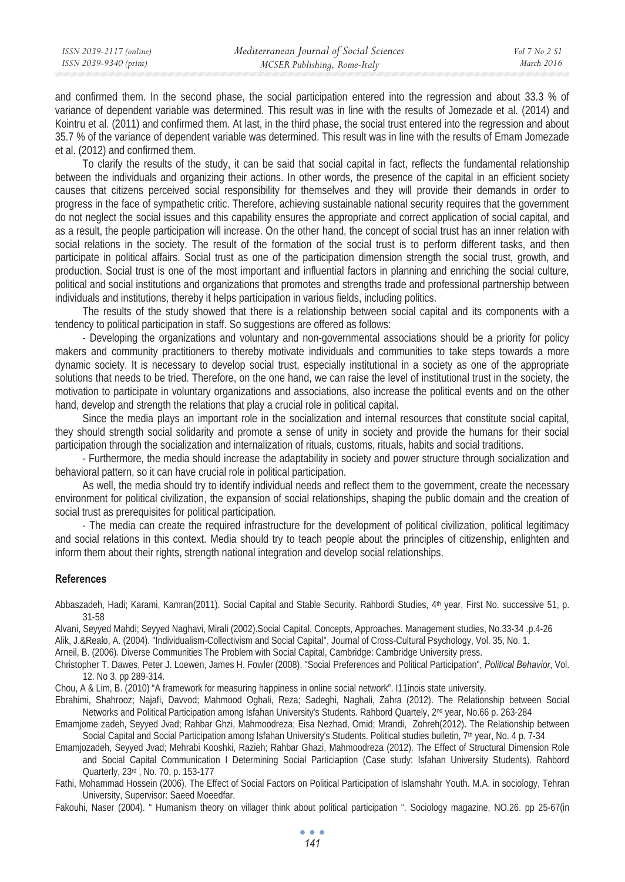and confirmed them. In the second phase, the social participation entered into the regression and about 33.3 % of variance of dependent variable was determined. This result was in line with the results of Jomezade et al. (2014) and Kointru et al. (2011) and confirmed them. At last, in the third phase, the social trust entered into the regression and about 35.7 % of the variance of dependent variable was determined. This result was in line with the results of Emam Jomezade et al. (2012) and confirmed them.

To clarify the results of the study, it can be said that social capital in fact, reflects the fundamental relationship between the individuals and organizing their actions. In other words, the presence of the capital in an efficient society causes that citizens perceived social responsibility for themselves and they will provide their demands in order to progress in the face of sympathetic critic. Therefore, achieving sustainable national security requires that the government do not neglect the social issues and this capability ensures the appropriate and correct application of social capital, and as a result, the people participation will increase. On the other hand, the concept of social trust has an inner relation with social relations in the society. The result of the formation of the social trust is to perform different tasks, and then participate in political affairs. Social trust as one of the participation dimension strength the social trust, growth, and production. Social trust is one of the most important and influential factors in planning and enriching the social culture, political and social institutions and organizations that promotes and strengths trade and professional partnership between individuals and institutions, thereby it helps participation in various fields, including politics.

The results of the study showed that there is a relationship between social capital and its components with a tendency to political participation in staff. So suggestions are offered as follows:

- Developing the organizations and voluntary and non-governmental associations should be a priority for policy makers and community practitioners to thereby motivate individuals and communities to take steps towards a more dynamic society. It is necessary to develop social trust, especially institutional in a society as one of the appropriate solutions that needs to be tried. Therefore, on the one hand, we can raise the level of institutional trust in the society, the motivation to participate in voluntary organizations and associations, also increase the political events and on the other hand, develop and strength the relations that play a crucial role in political capital.

Since the media plays an important role in the socialization and internal resources that constitute social capital, they should strength social solidarity and promote a sense of unity in society and provide the humans for their social participation through the socialization and internalization of rituals, customs, rituals, habits and social traditions.

- Furthermore, the media should increase the adaptability in society and power structure through socialization and behavioral pattern, so it can have crucial role in political participation.

As well, the media should try to identify individual needs and reflect them to the government, create the necessary environment for political civilization, the expansion of social relationships, shaping the public domain and the creation of social trust as prerequisites for political participation.

- The media can create the required infrastructure for the development of political civilization, political legitimacy and social relations in this context. Media should try to teach people about the principles of citizenship, enlighten and inform them about their rights, strength national integration and develop social relationships.

## References

Abbaszadeh, Hadi; Karami, Kamran(2011). Social Capital and Stable Security. Rahbordi Studies, 4th year, First No. successive 51, p. 31-58

Alvani, Seyyed Mahdi; Seyyed Naghavi, Mirali (2002).Social Capital, Concepts, Approaches. Management studies, No.33-34 .p.4-26

Alik, J.&Realo, A. (2004). "Individualism-Collectivism and Social Capital", Journal of Cross-Cultural Psychology, Vol. 35, No. 1.

Arneil, B. (2006). Diverse Communities The Problem with Social Capital, Cambridge: Cambridge University press.

Christopher T. Dawes, Peter J. Loewen, James H. Fowler (2008). "Social Preferences and Political Participation", *Political Behavior*, Vol. 12. No 3, pp 289-314.

Chou, A & Lim, B. (2010) "A framework for measuring happiness in online social network". I11inois state university.

Ebrahimi, Shahrooz; Najafi, Davvod; Mahmood Oghali, Reza; Sadeghi, Naghali, Zahra (2012). The Relationship between Social Networks and Political Participation among Isfahan University's Students. Rahbord Quartely, 2nd year, No.66 p. 263-284

Emamjome zadeh, Seyyed Jvad; Rahbar Ghzi, Mahmoodreza; Eisa Nezhad, Omid; Mrandi, Zohreh(2012). The Relationship between Social Capital and Social Participation among Isfahan University's Students. Political studies bulletin, 7th year, No. 4 p. 7-34

Emamjozadeh, Seyyed Jvad; Mehrabi Kooshki, Razieh; Rahbar Ghazi, Mahmoodreza (2012). The Effect of Structural Dimension Role and Social Capital Communication I Determining Social Particiaption (Case study: Isfahan University Students). Rahbord Quarterly, 23rd , No. 70, p. 153-177

Fathi, Mohammad Hossein (2006). The Effect of Social Factors on Political Participation of Islamshahr Youth. M.A. in sociology, Tehran University, Supervisor: Saeed Moeedfar.

Fakouhi, Naser (2004). " Humanism theory on villager think about political participation ". Sociology magazine, NO.26. pp 25-67(in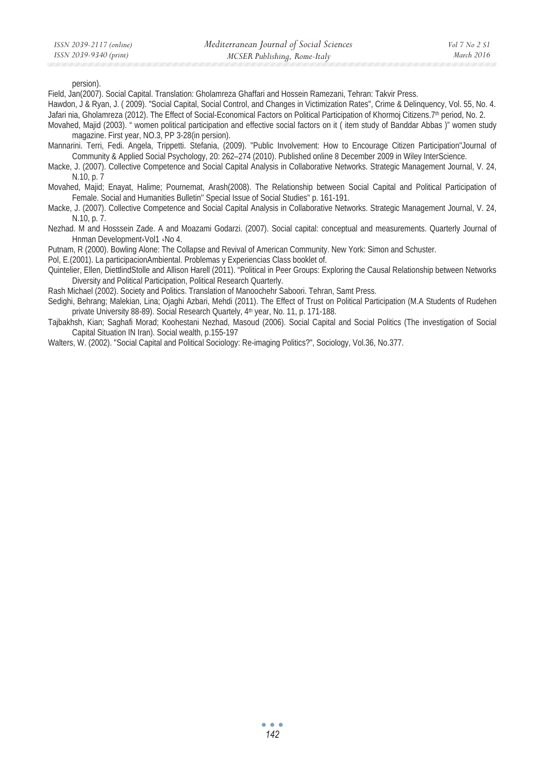persion).

Field, Jan(2007). Social Capital. Translation: Gholamreza Ghaffari and Hossein Ramezani, Tehran: Takvir Press.

Hawdon, J & Ryan, J. ( 2009). "Social Capital, Social Control, and Changes in Victimization Rates", Crime & Delinquency, Vol. 55, No. 4.

Jafari nia, Gholamreza (2012). The Effect of Social-Economical Factors on Political Participation of Khormoj Citizens.7th period, No. 2.

Movahed, Majid (2003). " women political participation and effective social factors on it ( item study of Banddar Abbas )" women study magazine. First year, NO.3, PP 3-28(in persion).

Mannarini. Terri, Fedi. Angela, Trippetti. Stefania, (2009). "Public Involvement: How to Encourage Citizen Participation"Journal of Community & Applied Social Psychology, 20: 262–274 (2010). Published online 8 December 2009 in Wiley InterScience.

Macke, J. (2007). Collective Competence and Social Capital Analysis in Collaborative Networks. Strategic Management Journal, V. 24, N.10, p. 7

Movahed, Majid; Enayat, Halime; Pournemat, Arash(2008). The Relationship between Social Capital and Political Participation of Female. Social and Humanities Bulletin'' Special Issue of Social Studies" p. 161-191.

Macke, J. (2007). Collective Competence and Social Capital Analysis in Collaborative Networks. Strategic Management Journal, V. 24, N.10, p. 7.

Nezhad. M and Hosssein Zade. A and Moazami Godarzi. (2007). Social capital: conceptual and measurements. Quarterly Journal of Hnman Development،Vol1 ،No 4.

Putnam, R (2000). Bowling Alone: The Collapse and Revival of American Community. New York: Simon and Schuster.

Pol, E.(2001). La participacionAmbiental. Problemas y Experiencias Class booklet of.

Quintelier, Ellen, DiettlindStolle and Allison Harell (2011). "Political in Peer Groups: Exploring the Causal Relationship between Networks Diversity and Political Participation, Political Research Quarterly.

Rash Michael (2002). Society and Politics. Translation of Manoochehr Saboori. Tehran, Samt Press.

Sedighi, Behrang; Malekian, Lina; Ojaghi Azbari, Mehdi (2011). The Effect of Trust on Political Participation (M.A Students of Rudehen private University 88-89). Social Research Quartely, 4th year, No. 11, p. 171-188.

Tajbakhsh, Kian; Saghafi Morad; Koohestani Nezhad, Masoud (2006). Social Capital and Social Politics (The investigation of Social Capital Situation IN Iran). Social wealth, p.155-197

Walters, W. (2002). "Social Capital and Political Sociology: Re-imaging Politics?", Sociology, Vol.36, No.377.